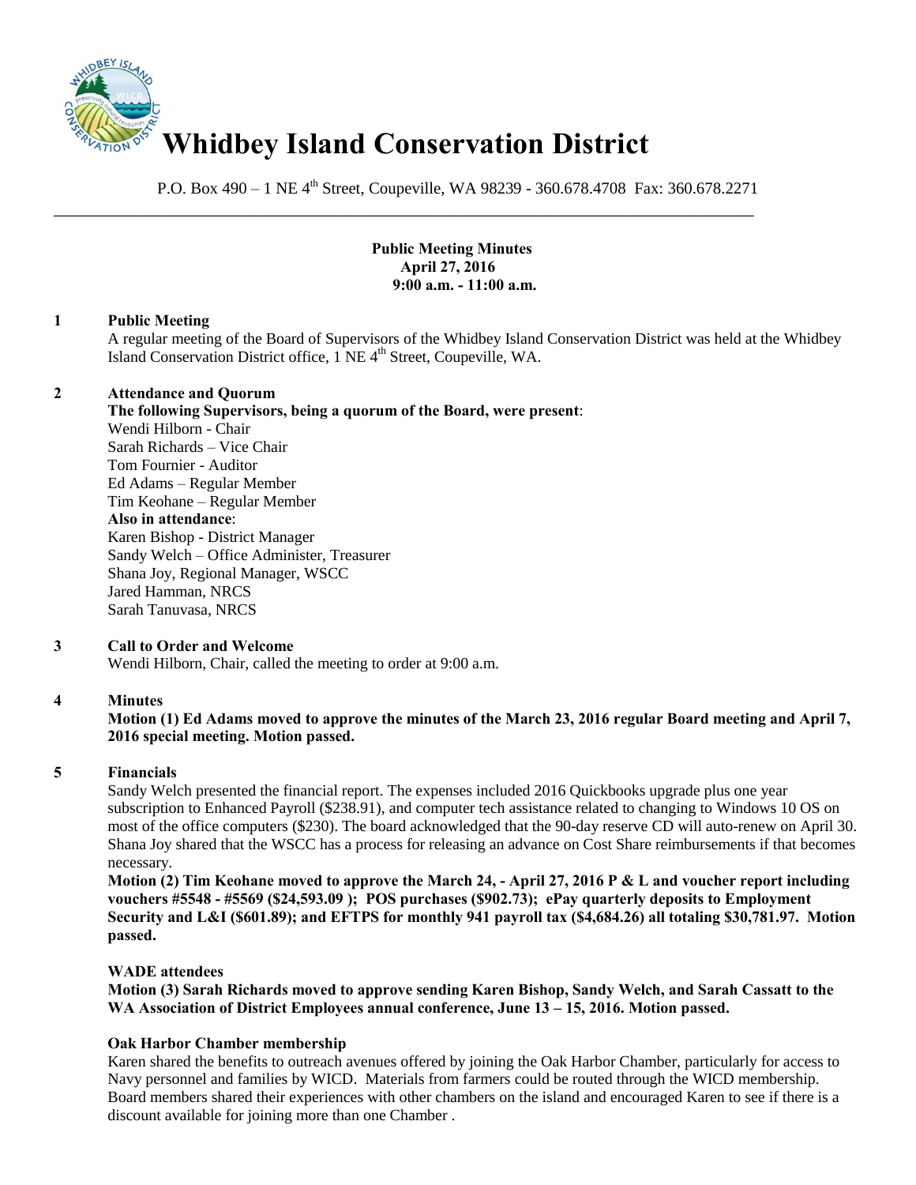# Whidbey Island Conservation District

P.O. Box 490 – 1 NE 4th Street, Coupeville, WA 98239 - 360.678.4708 Fax: 360.678.2271

**Public Meeting Minutes**
**April 27, 2016**
**9:00 a.m. - 11:00 a.m.**

## 1 Public Meeting

A regular meeting of the Board of Supervisors of the Whidbey Island Conservation District was held at the Whidbey Island Conservation District office, 1 NE 4th Street, Coupeville, WA.

## 2 Attendance and Quorum

**The following Supervisors, being a quorum of the Board, were present**:
Wendi Hilborn - Chair
Sarah Richards – Vice Chair
Tom Fournier - Auditor
Ed Adams – Regular Member
Tim Keohane – Regular Member
**Also in attendance**:
Karen Bishop - District Manager
Sandy Welch – Office Administer, Treasurer
Shana Joy, Regional Manager, WSCC
Jared Hamman, NRCS
Sarah Tanuvasa, NRCS

## 3 Call to Order and Welcome

Wendi Hilborn, Chair, called the meeting to order at 9:00 a.m.

## 4 Minutes

**Motion (1) Ed Adams moved to approve the minutes of the March 23, 2016 regular Board meeting and April 7, 2016 special meeting. Motion passed.**

## 5 Financials

Sandy Welch presented the financial report. The expenses included 2016 Quickbooks upgrade plus one year subscription to Enhanced Payroll ($238.91), and computer tech assistance related to changing to Windows 10 OS on most of the office computers ($230). The board acknowledged that the 90-day reserve CD will auto-renew on April 30. Shana Joy shared that the WSCC has a process for releasing an advance on Cost Share reimbursements if that becomes necessary.

**Motion (2) Tim Keohane moved to approve the March 24, - April 27, 2016 P & L and voucher report including vouchers #5548 - #5569 ($24,593.09 ); POS purchases ($902.73); ePay quarterly deposits to Employment Security and L&I ($601.89); and EFTPS for monthly 941 payroll tax ($4,684.26) all totaling $30,781.97. Motion passed.**

**WADE attendees**

**Motion (3) Sarah Richards moved to approve sending Karen Bishop, Sandy Welch, and Sarah Cassatt to the WA Association of District Employees annual conference, June 13 – 15, 2016. Motion passed.**

**Oak Harbor Chamber membership**

Karen shared the benefits to outreach avenues offered by joining the Oak Harbor Chamber, particularly for access to Navy personnel and families by WICD. Materials from farmers could be routed through the WICD membership. Board members shared their experiences with other chambers on the island and encouraged Karen to see if there is a discount available for joining more than one Chamber .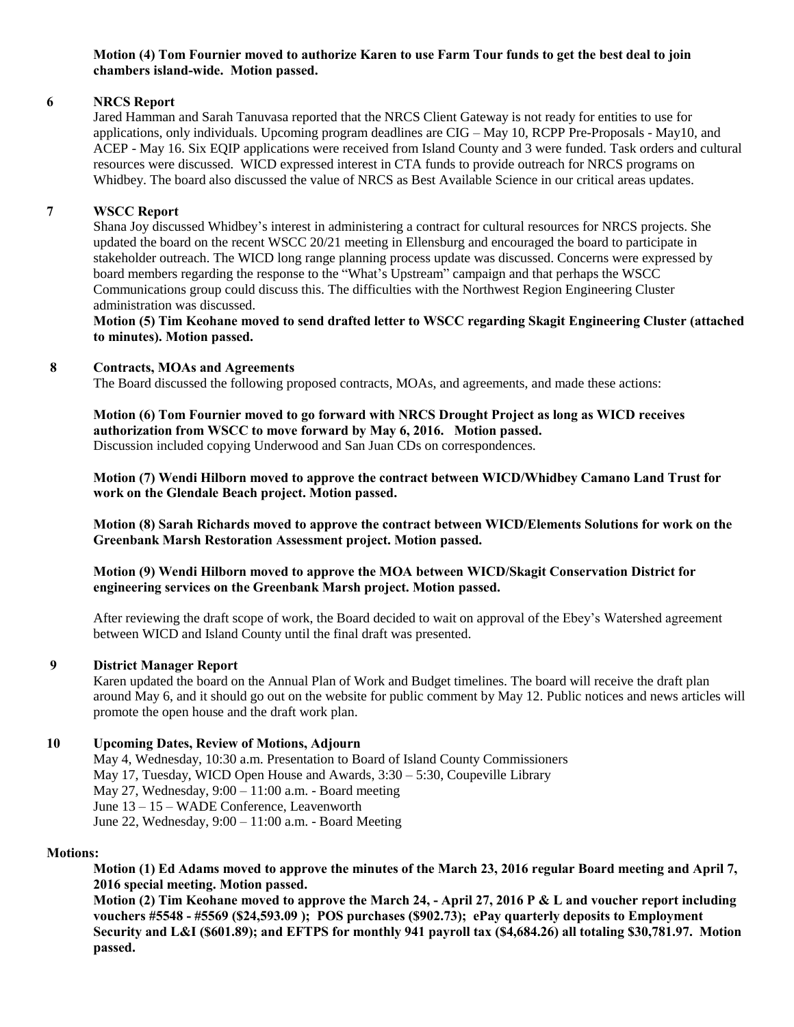**Motion (4) Tom Fournier moved to authorize Karen to use Farm Tour funds to get the best deal to join chambers island-wide. Motion passed.**

**6 NRCS Report**

Jared Hamman and Sarah Tanuvasa reported that the NRCS Client Gateway is not ready for entities to use for applications, only individuals. Upcoming program deadlines are CIG – May 10, RCPP Pre-Proposals - May10, and ACEP - May 16. Six EQIP applications were received from Island County and 3 were funded. Task orders and cultural resources were discussed. WICD expressed interest in CTA funds to provide outreach for NRCS programs on Whidbey. The board also discussed the value of NRCS as Best Available Science in our critical areas updates.

**7 WSCC Report**

Shana Joy discussed Whidbey's interest in administering a contract for cultural resources for NRCS projects. She updated the board on the recent WSCC 20/21 meeting in Ellensburg and encouraged the board to participate in stakeholder outreach. The WICD long range planning process update was discussed. Concerns were expressed by board members regarding the response to the "What's Upstream" campaign and that perhaps the WSCC Communications group could discuss this. The difficulties with the Northwest Region Engineering Cluster administration was discussed.

**Motion (5) Tim Keohane moved to send drafted letter to WSCC regarding Skagit Engineering Cluster (attached to minutes). Motion passed.**

**8 Contracts, MOAs and Agreements**

The Board discussed the following proposed contracts, MOAs, and agreements, and made these actions:

**Motion (6) Tom Fournier moved to go forward with NRCS Drought Project as long as WICD receives authorization from WSCC to move forward by May 6, 2016. Motion passed.**
Discussion included copying Underwood and San Juan CDs on correspondences.

**Motion (7) Wendi Hilborn moved to approve the contract between WICD/Whidbey Camano Land Trust for work on the Glendale Beach project. Motion passed.**

**Motion (8) Sarah Richards moved to approve the contract between WICD/Elements Solutions for work on the Greenbank Marsh Restoration Assessment project. Motion passed.**

**Motion (9) Wendi Hilborn moved to approve the MOA between WICD/Skagit Conservation District for engineering services on the Greenbank Marsh project. Motion passed.**

After reviewing the draft scope of work, the Board decided to wait on approval of the Ebey's Watershed agreement between WICD and Island County until the final draft was presented.

**9 District Manager Report**

Karen updated the board on the Annual Plan of Work and Budget timelines. The board will receive the draft plan around May 6, and it should go out on the website for public comment by May 12. Public notices and news articles will promote the open house and the draft work plan.

**10 Upcoming Dates, Review of Motions, Adjourn**

May 4, Wednesday, 10:30 a.m. Presentation to Board of Island County Commissioners
May 17, Tuesday, WICD Open House and Awards, 3:30 – 5:30, Coupeville Library
May 27, Wednesday, 9:00 – 11:00 a.m. - Board meeting
June 13 – 15 – WADE Conference, Leavenworth
June 22, Wednesday, 9:00 – 11:00 a.m. - Board Meeting

**Motions:**

**Motion (1) Ed Adams moved to approve the minutes of the March 23, 2016 regular Board meeting and April 7, 2016 special meeting. Motion passed.**
**Motion (2) Tim Keohane moved to approve the March 24, - April 27, 2016 P & L and voucher report including vouchers #5548 - #5569 ($24,593.09 ); POS purchases ($902.73); ePay quarterly deposits to Employment Security and L&I ($601.89); and EFTPS for monthly 941 payroll tax ($4,684.26) all totaling $30,781.97. Motion passed.**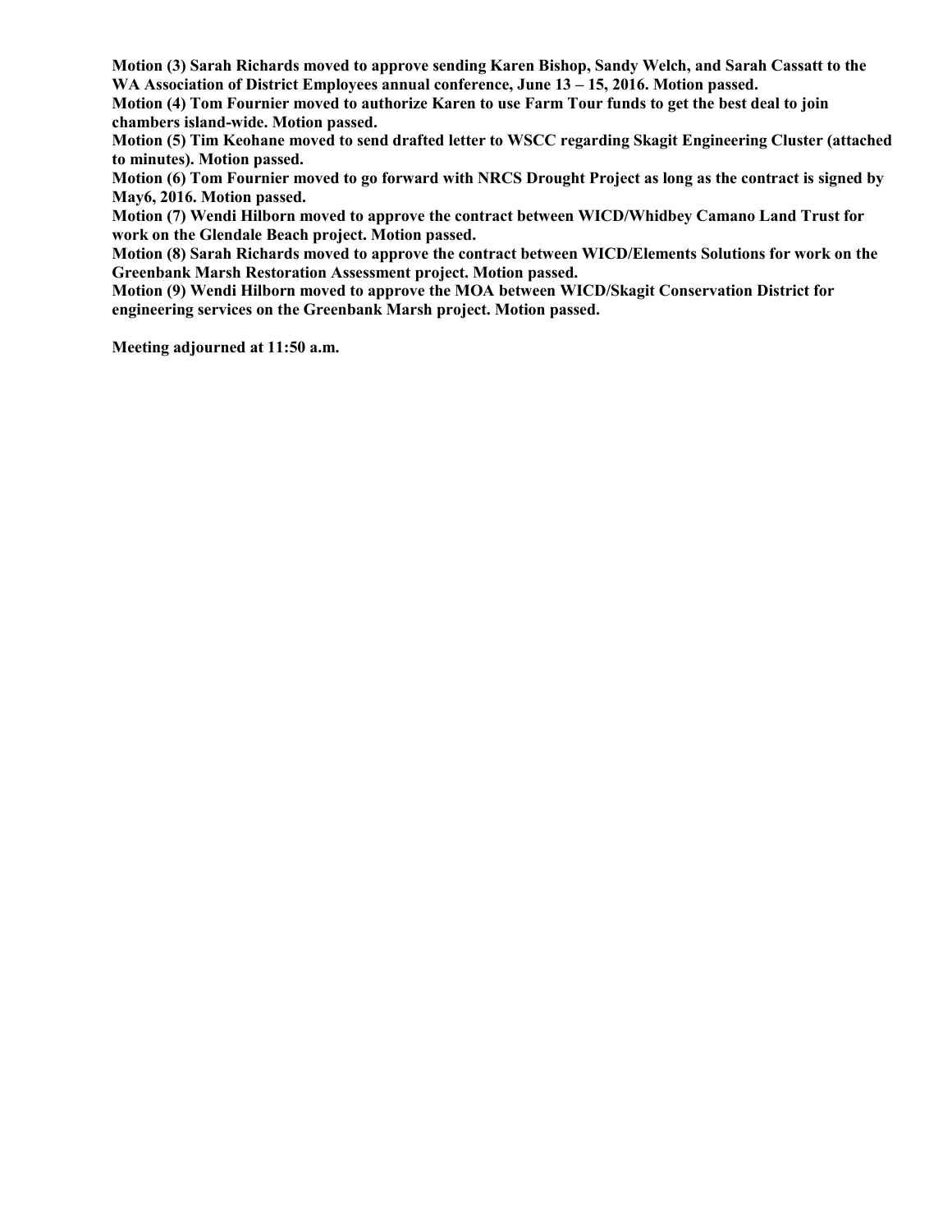**Motion (3) Sarah Richards moved to approve sending Karen Bishop, Sandy Welch, and Sarah Cassatt to the WA Association of District Employees annual conference, June 13 – 15, 2016. Motion passed.**
**Motion (4) Tom Fournier moved to authorize Karen to use Farm Tour funds to get the best deal to join chambers island-wide. Motion passed.**
**Motion (5) Tim Keohane moved to send drafted letter to WSCC regarding Skagit Engineering Cluster (attached to minutes). Motion passed.**
**Motion (6) Tom Fournier moved to go forward with NRCS Drought Project as long as the contract is signed by May6, 2016. Motion passed.**
**Motion (7) Wendi Hilborn moved to approve the contract between WICD/Whidbey Camano Land Trust for work on the Glendale Beach project. Motion passed.**
**Motion (8) Sarah Richards moved to approve the contract between WICD/Elements Solutions for work on the Greenbank Marsh Restoration Assessment project. Motion passed.**
**Motion (9) Wendi Hilborn moved to approve the MOA between WICD/Skagit Conservation District for engineering services on the Greenbank Marsh project. Motion passed.**

**Meeting adjourned at 11:50 a.m.**